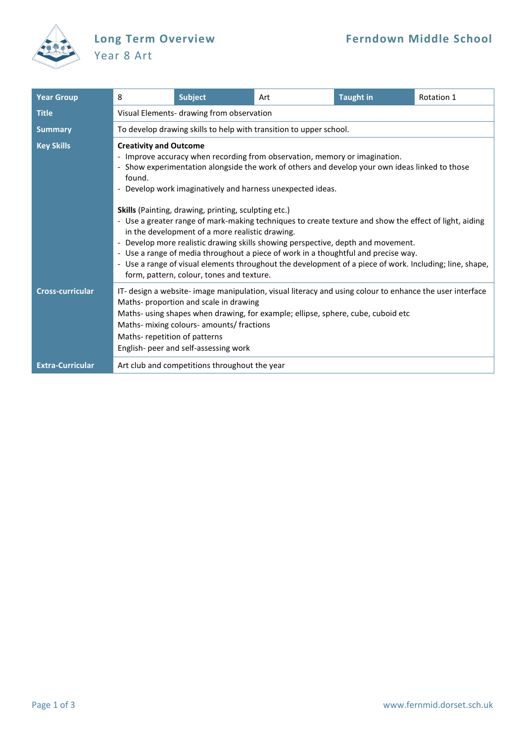# Long Term Overview

## Year 8 Art

**Ferndown Middle School**

| Year Group | 8 | Subject | Art | Taught in | Rotation 1 |
|---|---|---|---|---|---|
| Title | Visual Elements- drawing from observation | | | | |
| Summary | To develop drawing skills to help with transition to upper school. | | | | |
| Key Skills | **Creativity and Outcome**<br>- Improve accuracy when recording from observation, memory or imagination.<br>- Show experimentation alongside the work of others and develop your own ideas linked to those found.<br>- Develop work imaginatively and harness unexpected ideas.<br><br>**Skills** (Painting, drawing, printing, sculpting etc.)<br>- Use a greater range of mark-making techniques to create texture and show the effect of light, aiding in the development of a more realistic drawing.<br>- Develop more realistic drawing skills showing perspective, depth and movement.<br>- Use a range of media throughout a piece of work in a thoughtful and precise way.<br>- Use a range of visual elements throughout the development of a piece of work. Including; line, shape, form, pattern, colour, tones and texture. | | | | |
| Cross-curricular | IT- design a website- image manipulation, visual literacy and using colour to enhance the user interface<br>Maths- proportion and scale in drawing<br>Maths- using shapes when drawing, for example; ellipse, sphere, cube, cuboid etc<br>Maths- mixing colours- amounts/ fractions<br>Maths- repetition of patterns<br>English- peer and self-assessing work | | | | |
| Extra-Curricular | Art club and competitions throughout the year | | | | |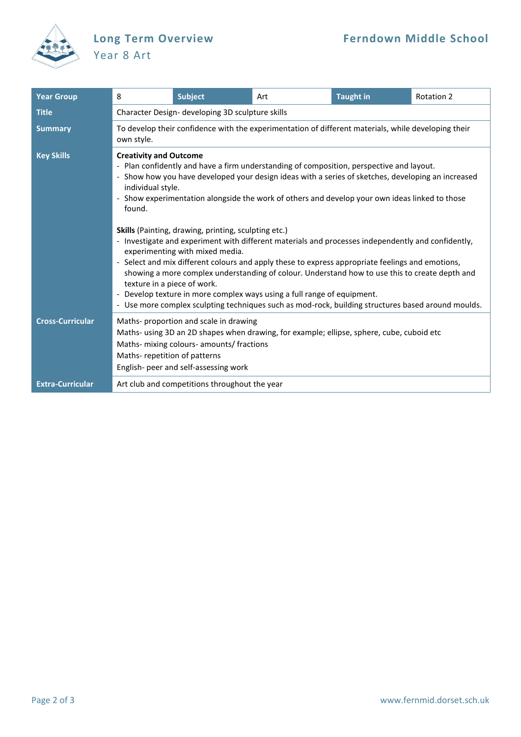# Long Term Overview

## Year 8 Art

**Ferndown Middle School**

| Year Group | 8 | Subject | Art | Taught in | Rotation 2 |
|---|---|---|---|---|---|
| **Title** | Character Design- developing 3D sculpture skills | | | | |
| **Summary** | To develop their confidence with the experimentation of different materials, while developing their own style. | | | | |
| **Key Skills** | **Creativity and Outcome**<br>- Plan confidently and have a firm understanding of composition, perspective and layout.<br>- Show how you have developed your design ideas with a series of sketches, developing an increased individual style.<br>- Show experimentation alongside the work of others and develop your own ideas linked to those found.<br><br>**Skills** (Painting, drawing, printing, sculpting etc.)<br>- Investigate and experiment with different materials and processes independently and confidently, experimenting with mixed media.<br>- Select and mix different colours and apply these to express appropriate feelings and emotions, showing a more complex understanding of colour. Understand how to use this to create depth and texture in a piece of work.<br>- Develop texture in more complex ways using a full range of equipment.<br>- Use more complex sculpting techniques such as mod-rock, building structures based around moulds. | | | | |
| **Cross-Curricular** | Maths- proportion and scale in drawing<br>Maths- using 3D an 2D shapes when drawing, for example; ellipse, sphere, cube, cuboid etc<br>Maths- mixing colours- amounts/ fractions<br>Maths- repetition of patterns<br>English- peer and self-assessing work | | | | |
| **Extra-Curricular** | Art club and competitions throughout the year | | | | |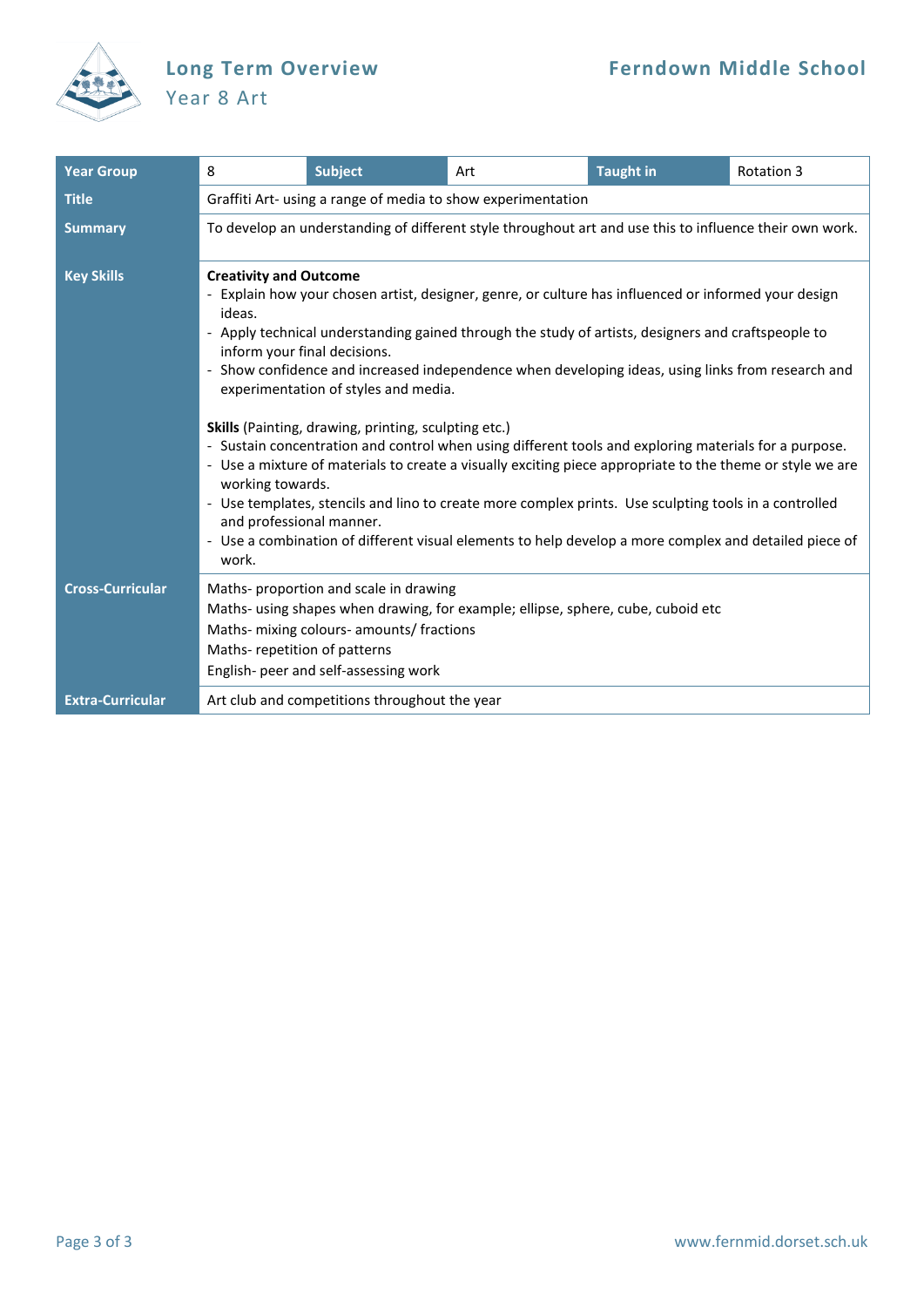# Long Term Overview

## Year 8 Art

**Ferndown Middle School**

| | | | | | |
|---|---|---|---|---|---|
| **Year Group** | 8 | **Subject** | Art | **Taught in** | Rotation 3 |
| **Title** | Graffiti Art- using a range of media to show experimentation | | | | |
| **Summary** | To develop an understanding of different style throughout art and use this to influence their own work. | | | | |
| **Key Skills** | **Creativity and Outcome**<br>- Explain how your chosen artist, designer, genre, or culture has influenced or informed your design ideas.<br>- Apply technical understanding gained through the study of artists, designers and craftspeople to inform your final decisions.<br>- Show confidence and increased independence when developing ideas, using links from research and experimentation of styles and media.<br><br>**Skills** (Painting, drawing, printing, sculpting etc.)<br>- Sustain concentration and control when using different tools and exploring materials for a purpose.<br>- Use a mixture of materials to create a visually exciting piece appropriate to the theme or style we are working towards.<br>- Use templates, stencils and lino to create more complex prints. Use sculpting tools in a controlled and professional manner.<br>- Use a combination of different visual elements to help develop a more complex and detailed piece of work. | | | | |
| **Cross-Curricular** | Maths- proportion and scale in drawing<br>Maths- using shapes when drawing, for example; ellipse, sphere, cube, cuboid etc<br>Maths- mixing colours- amounts/ fractions<br>Maths- repetition of patterns<br>English- peer and self-assessing work | | | | |
| **Extra-Curricular** | Art club and competitions throughout the year | | | | |